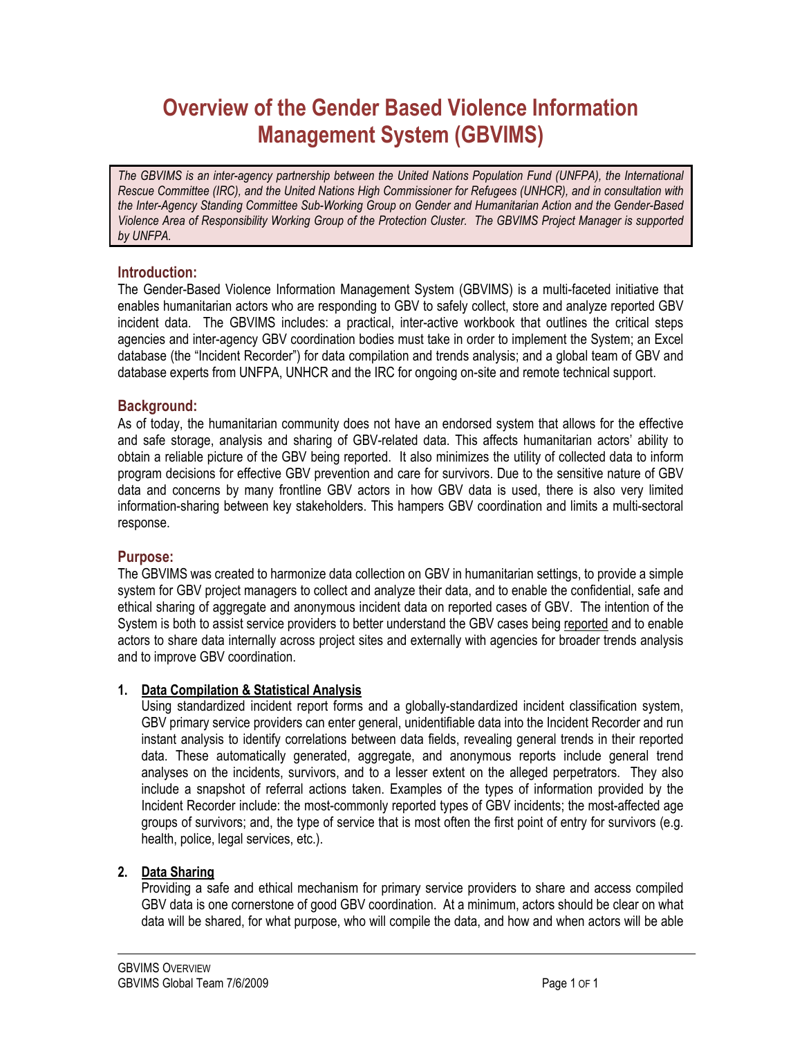# Overview of the Gender Based Violence Information Management System (GBVIMS)

*The GBVIMS is an inter-agency partnership between the United Nations Population Fund (UNFPA), the International Rescue Committee (IRC), and the United Nations High Commissioner for Refugees (UNHCR), and in consultation with the Inter-Agency Standing Committee Sub-Working Group on Gender and Humanitarian Action and the Gender-Based Violence Area of Responsibility Working Group of the Protection Cluster. The GBVIMS Project Manager is supported by UNFPA.*

## Introduction:

The Gender-Based Violence Information Management System (GBVIMS) is a multi-faceted initiative that enables humanitarian actors who are responding to GBV to safely collect, store and analyze reported GBV incident data. The GBVIMS includes: a practical, inter-active workbook that outlines the critical steps agencies and inter-agency GBV coordination bodies must take in order to implement the System; an Excel database (the "Incident Recorder") for data compilation and trends analysis; and a global team of GBV and database experts from UNFPA, UNHCR and the IRC for ongoing on-site and remote technical support.

## Background:

As of today, the humanitarian community does not have an endorsed system that allows for the effective and safe storage, analysis and sharing of GBV-related data. This affects humanitarian actors' ability to obtain a reliable picture of the GBV being reported. It also minimizes the utility of collected data to inform program decisions for effective GBV prevention and care for survivors. Due to the sensitive nature of GBV data and concerns by many frontline GBV actors in how GBV data is used, there is also very limited information-sharing between key stakeholders. This hampers GBV coordination and limits a multi-sectoral response.

## Purpose:

The GBVIMS was created to harmonize data collection on GBV in humanitarian settings, to provide a simple system for GBV project managers to collect and analyze their data, and to enable the confidential, safe and ethical sharing of aggregate and anonymous incident data on reported cases of GBV. The intention of the System is both to assist service providers to better understand the GBV cases being <u>reported</u> and to enable actors to share data internally across project sites and externally with agencies for broader trends analysis and to improve GBV coordination.

1. **<u>Data Compilation & Statistical Analysis</u>**

   Using standardized incident report forms and a globally-standardized incident classification system, GBV primary service providers can enter general, unidentifiable data into the Incident Recorder and run instant analysis to identify correlations between data fields, revealing general trends in their reported data. These automatically generated, aggregate, and anonymous reports include general trend analyses on the incidents, survivors, and to a lesser extent on the alleged perpetrators. They also include a snapshot of referral actions taken. Examples of the types of information provided by the Incident Recorder include: the most-commonly reported types of GBV incidents; the most-affected age groups of survivors; and, the type of service that is most often the first point of entry for survivors (e.g. health, police, legal services, etc.).

2. **<u>Data Sharing</u>**

   Providing a safe and ethical mechanism for primary service providers to share and access compiled GBV data is one cornerstone of good GBV coordination. At a minimum, actors should be clear on what data will be shared, for what purpose, who will compile the data, and how and when actors will be able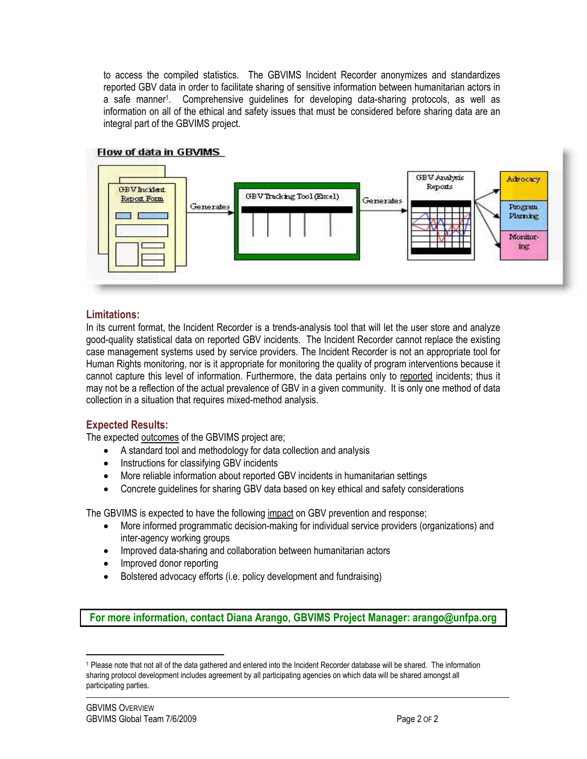to access the compiled statistics. The GBVIMS Incident Recorder anonymizes and standardizes reported GBV data in order to facilitate sharing of sensitive information between humanitarian actors in a safe manner[1]. Comprehensive guidelines for developing data-sharing protocols, as well as information on all of the ethical and safety issues that must be considered before sharing data are an integral part of the GBVIMS project.

**Flow of data in GBVIMS**

GBV Incident Report Form

Generates

GBV Tracking Tool (Excel)

Generates

GBV Analysis Reports

Advocacy

Program Planning

Monitoring

## Limitations:

In its current format, the Incident Recorder is a trends-analysis tool that will let the user store and analyze good-quality statistical data on reported GBV incidents. The Incident Recorder cannot replace the existing case management systems used by service providers. The Incident Recorder is not an appropriate tool for Human Rights monitoring, nor is it appropriate for monitoring the quality of program interventions because it cannot capture this level of information. Furthermore, the data pertains only to reported incidents; thus it may not be a reflection of the actual prevalence of GBV in a given community. It is only one method of data collection in a situation that requires mixed-method analysis.

## Expected Results:

The expected outcomes of the GBVIMS project are;

- A standard tool and methodology for data collection and analysis
- Instructions for classifying GBV incidents
- More reliable information about reported GBV incidents in humanitarian settings
- Concrete guidelines for sharing GBV data based on key ethical and safety considerations

The GBVIMS is expected to have the following impact on GBV prevention and response;

- More informed programmatic decision-making for individual service providers (organizations) and inter-agency working groups
- Improved data-sharing and collaboration between humanitarian actors
- Improved donor reporting
- Bolstered advocacy efforts (i.e. policy development and fundraising)

**For more information, contact Diana Arango, GBVIMS Project Manager: arango@unfpa.org**

[1] Please note that not all of the data gathered and entered into the Incident Recorder database will be shared. The information sharing protocol development includes agreement by all participating agencies on which data will be shared amongst all participating parties.